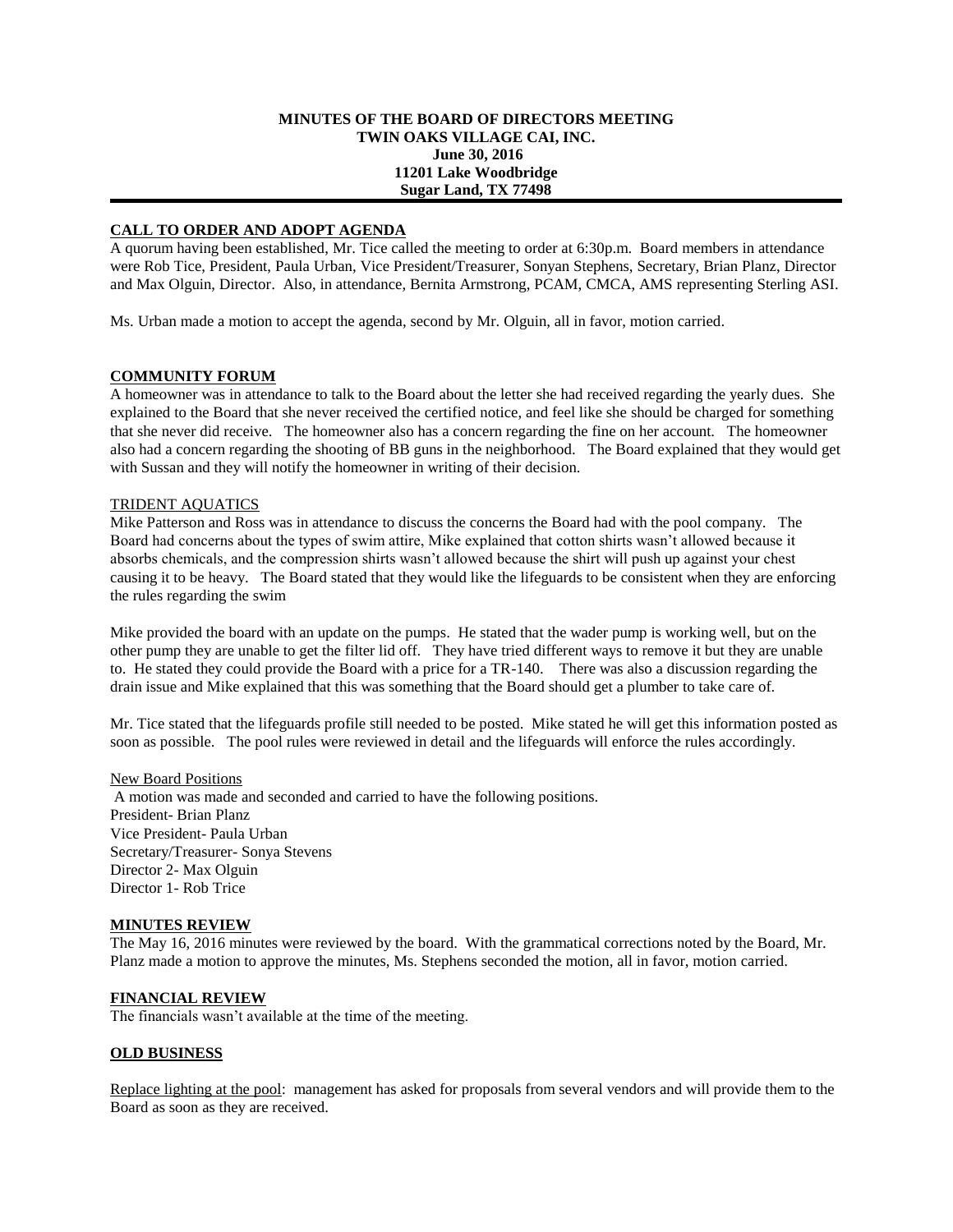**MINUTES OF THE BOARD OF DIRECTORS MEETING**
**TWIN OAKS VILLAGE CAI, INC.**
**June 30, 2016**
**11201 Lake Woodbridge**
**Sugar Land, TX 77498**

---

## CALL TO ORDER AND ADOPT AGENDA

A quorum having been established, Mr. Tice called the meeting to order at 6:30p.m. Board members in attendance were Rob Tice, President, Paula Urban, Vice President/Treasurer, Sonyan Stephens, Secretary, Brian Planz, Director and Max Olguin, Director. Also, in attendance, Bernita Armstrong, PCAM, CMCA, AMS representing Sterling ASI.

Ms. Urban made a motion to accept the agenda, second by Mr. Olguin, all in favor, motion carried.

## COMMUNITY FORUM

A homeowner was in attendance to talk to the Board about the letter she had received regarding the yearly dues. She explained to the Board that she never received the certified notice, and feel like she should be charged for something that she never did receive. The homeowner also has a concern regarding the fine on her account. The homeowner also had a concern regarding the shooting of BB guns in the neighborhood. The Board explained that they would get with Sussan and they will notify the homeowner in writing of their decision.

TRIDENT AQUATICS

Mike Patterson and Ross was in attendance to discuss the concerns the Board had with the pool company. The Board had concerns about the types of swim attire, Mike explained that cotton shirts wasn't allowed because it absorbs chemicals, and the compression shirts wasn't allowed because the shirt will push up against your chest causing it to be heavy. The Board stated that they would like the lifeguards to be consistent when they are enforcing the rules regarding the swim

Mike provided the board with an update on the pumps. He stated that the wader pump is working well, but on the other pump they are unable to get the filter lid off. They have tried different ways to remove it but they are unable to. He stated they could provide the Board with a price for a TR-140. There was also a discussion regarding the drain issue and Mike explained that this was something that the Board should get a plumber to take care of.

Mr. Tice stated that the lifeguards profile still needed to be posted. Mike stated he will get this information posted as soon as possible. The pool rules were reviewed in detail and the lifeguards will enforce the rules accordingly.

New Board Positions

A motion was made and seconded and carried to have the following positions.
President- Brian Planz
Vice President- Paula Urban
Secretary/Treasurer- Sonya Stevens
Director 2- Max Olguin
Director 1- Rob Trice

## MINUTES REVIEW

The May 16, 2016 minutes were reviewed by the board. With the grammatical corrections noted by the Board, Mr. Planz made a motion to approve the minutes, Ms. Stephens seconded the motion, all in favor, motion carried.

## FINANCIAL REVIEW

The financials wasn't available at the time of the meeting.

## OLD BUSINESS

Replace lighting at the pool: management has asked for proposals from several vendors and will provide them to the Board as soon as they are received.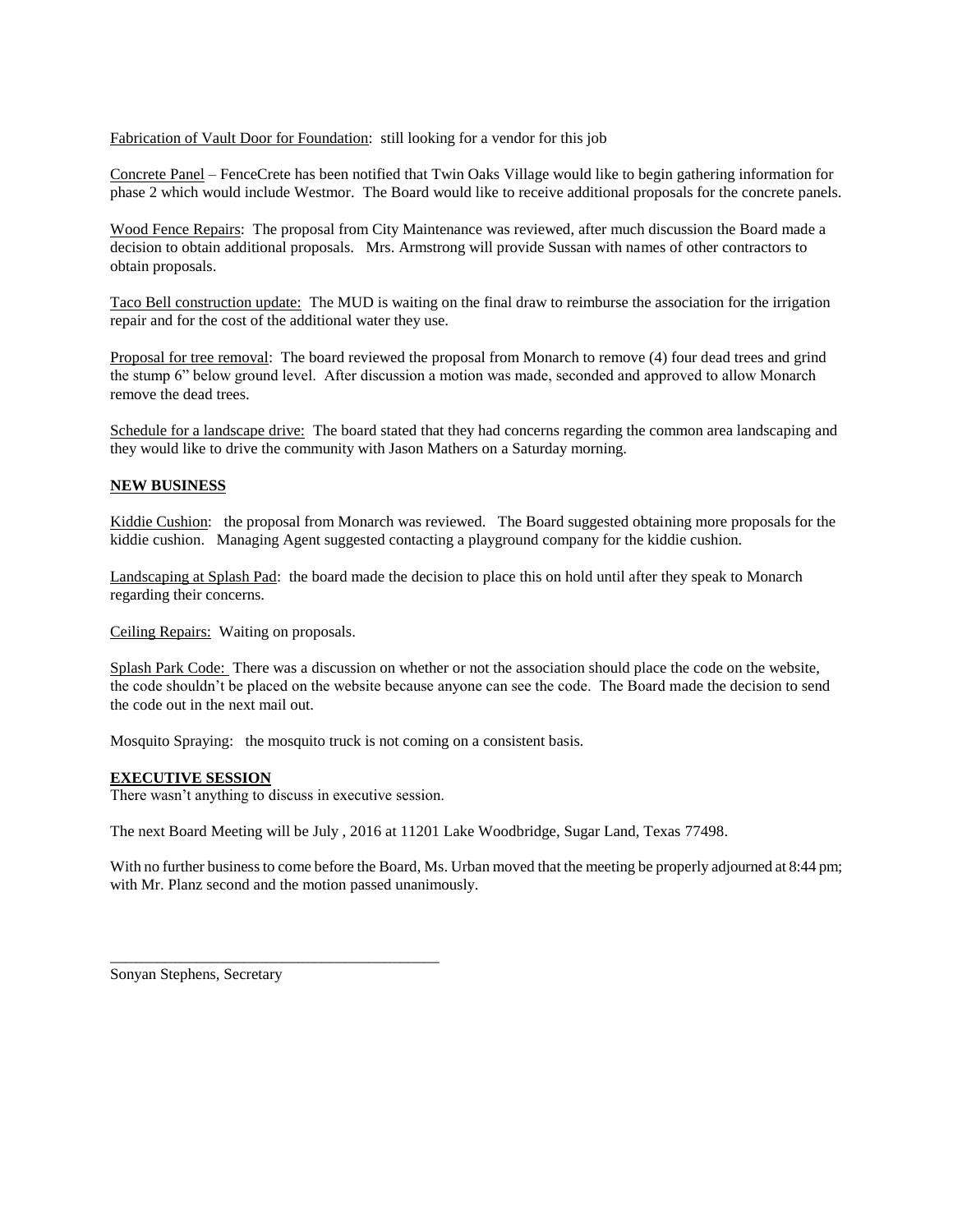Fabrication of Vault Door for Foundation: still looking for a vendor for this job

Concrete Panel – FenceCrete has been notified that Twin Oaks Village would like to begin gathering information for phase 2 which would include Westmor. The Board would like to receive additional proposals for the concrete panels.

Wood Fence Repairs: The proposal from City Maintenance was reviewed, after much discussion the Board made a decision to obtain additional proposals. Mrs. Armstrong will provide Sussan with names of other contractors to obtain proposals.

Taco Bell construction update: The MUD is waiting on the final draw to reimburse the association for the irrigation repair and for the cost of the additional water they use.

Proposal for tree removal: The board reviewed the proposal from Monarch to remove (4) four dead trees and grind the stump 6" below ground level. After discussion a motion was made, seconded and approved to allow Monarch remove the dead trees.

Schedule for a landscape drive: The board stated that they had concerns regarding the common area landscaping and they would like to drive the community with Jason Mathers on a Saturday morning.

**NEW BUSINESS**

Kiddie Cushion: the proposal from Monarch was reviewed. The Board suggested obtaining more proposals for the kiddie cushion. Managing Agent suggested contacting a playground company for the kiddie cushion.

Landscaping at Splash Pad: the board made the decision to place this on hold until after they speak to Monarch regarding their concerns.

Ceiling Repairs: Waiting on proposals.

Splash Park Code: There was a discussion on whether or not the association should place the code on the website, the code shouldn't be placed on the website because anyone can see the code. The Board made the decision to send the code out in the next mail out.

Mosquito Spraying: the mosquito truck is not coming on a consistent basis.

**EXECUTIVE SESSION**

There wasn't anything to discuss in executive session.

The next Board Meeting will be July , 2016 at 11201 Lake Woodbridge, Sugar Land, Texas 77498.

With no further business to come before the Board, Ms. Urban moved that the meeting be properly adjourned at 8:44 pm; with Mr. Planz second and the motion passed unanimously.

\_\_\_\_\_\_\_\_\_\_\_\_\_\_\_\_\_\_\_\_\_\_\_\_\_\_\_\_\_\_\_\_\_\_\_\_\_\_\_\_\_\_\_\_

Sonyan Stephens, Secretary